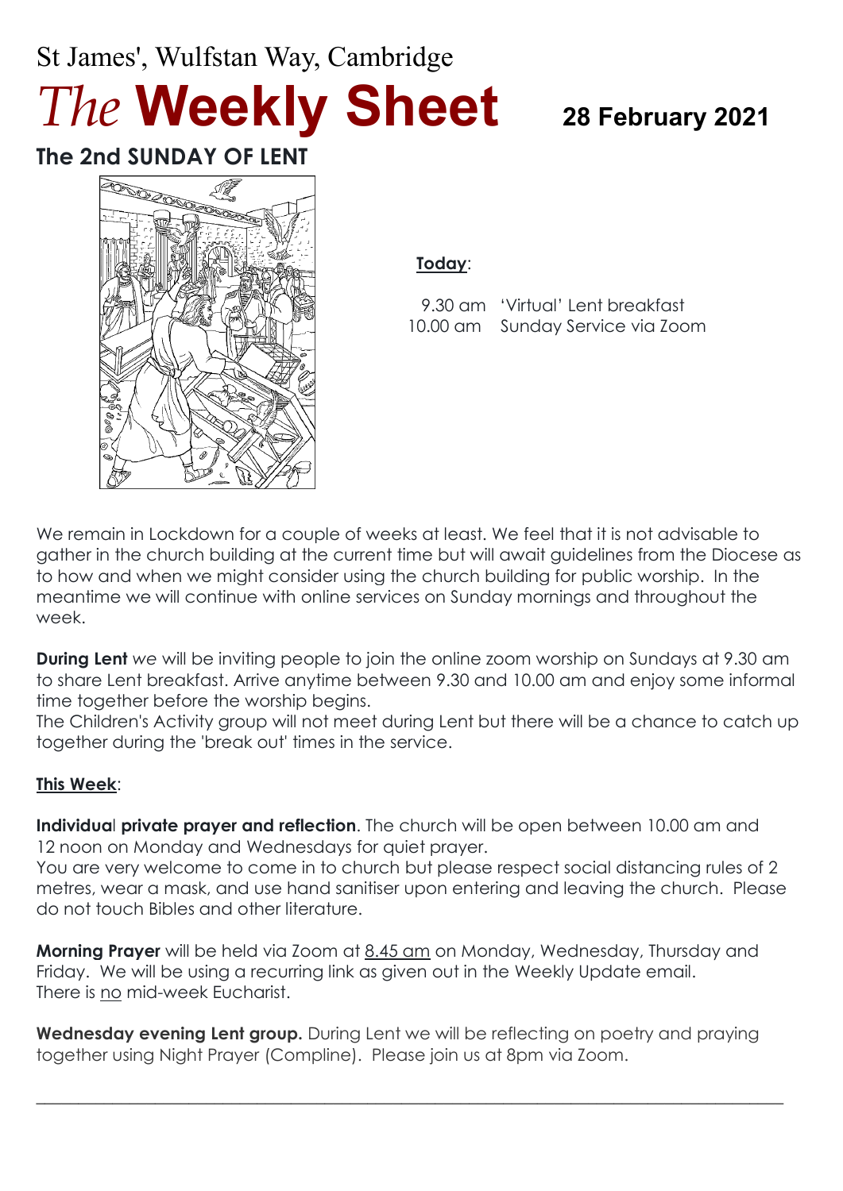St James', Wulfstan Way, Cambridge

# *The* **Weekly Sheet**

**28 February 2021**

## The 2nd SUNDAY OF LENT

**Today**:

9.30 am 'Virtual' Lent breakfast
10.00 am Sunday Service via Zoom

We remain in Lockdown for a couple of weeks at least. We feel that it is not advisable to gather in the church building at the current time but will await guidelines from the Diocese as to how and when we might consider using the church building for public worship. In the meantime we will continue with online services on Sunday mornings and throughout the week.

**During Lent** *we* will be inviting people to join the online zoom worship on Sundays at 9.30 am to share Lent breakfast. Arrive anytime between 9.30 and 10.00 am and enjoy some informal time together before the worship begins.
The Children's Activity group will not meet during Lent but there will be a chance to catch up together during the 'break out' times in the service.

**This Week**:

**Individual private prayer and reflection**. The church will be open between 10.00 am and 12 noon on Monday and Wednesdays for quiet prayer.
You are very welcome to come in to church but please respect social distancing rules of 2 metres, wear a mask, and use hand sanitiser upon entering and leaving the church. Please do not touch Bibles and other literature.

**Morning Prayer** will be held via Zoom at 8.45 am on Monday, Wednesday, Thursday and Friday. We will be using a recurring link as given out in the Weekly Update email.
There is no mid-week Eucharist.

**Wednesday evening Lent group.** During Lent we will be reflecting on poetry and praying together using Night Prayer (Compline). Please join us at 8pm via Zoom.

---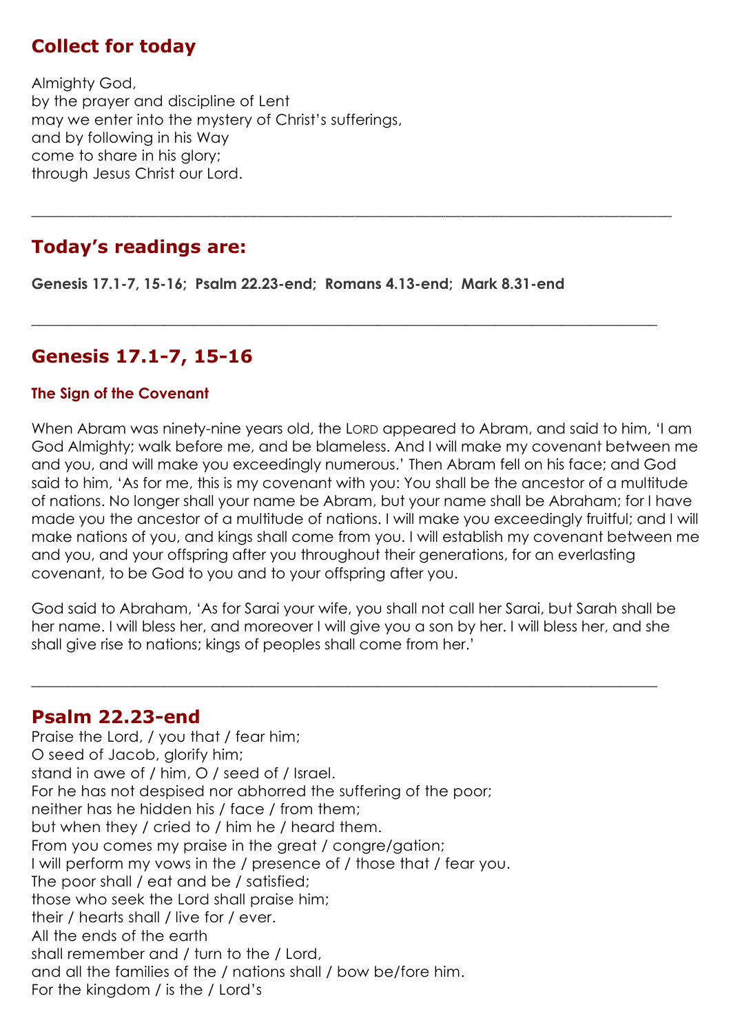## Collect for today

Almighty God,
by the prayer and discipline of Lent
may we enter into the mystery of Christ's sufferings,
and by following in his Way
come to share in his glory;
through Jesus Christ our Lord.

---

## Today's readings are:

**Genesis 17.1-7, 15-16; Psalm 22.23-end; Romans 4.13-end; Mark 8.31-end**

---

## Genesis 17.1-7, 15-16

### The Sign of the Covenant

When Abram was ninety-nine years old, the LORD appeared to Abram, and said to him, 'I am God Almighty; walk before me, and be blameless. And I will make my covenant between me and you, and will make you exceedingly numerous.' Then Abram fell on his face; and God said to him, 'As for me, this is my covenant with you: You shall be the ancestor of a multitude of nations. No longer shall your name be Abram, but your name shall be Abraham; for I have made you the ancestor of a multitude of nations. I will make you exceedingly fruitful; and I will make nations of you, and kings shall come from you. I will establish my covenant between me and you, and your offspring after you throughout their generations, for an everlasting covenant, to be God to you and to your offspring after you.

God said to Abraham, 'As for Sarai your wife, you shall not call her Sarai, but Sarah shall be her name. I will bless her, and moreover I will give you a son by her. I will bless her, and she shall give rise to nations; kings of peoples shall come from her.'

---

## Psalm 22.23-end

Praise the Lord, / you that / fear him;
O seed of Jacob, glorify him;
stand in awe of / him, O / seed of / Israel.
For he has not despised nor abhorred the suffering of the poor;
neither has he hidden his / face / from them;
but when they / cried to / him he / heard them.
From you comes my praise in the great / congre/gation;
I will perform my vows in the / presence of / those that / fear you.
The poor shall / eat and be / satisfied;
those who seek the Lord shall praise him;
their / hearts shall / live for / ever.
All the ends of the earth
shall remember and / turn to the / Lord,
and all the families of the / nations shall / bow be/fore him.
For the kingdom / is the / Lord's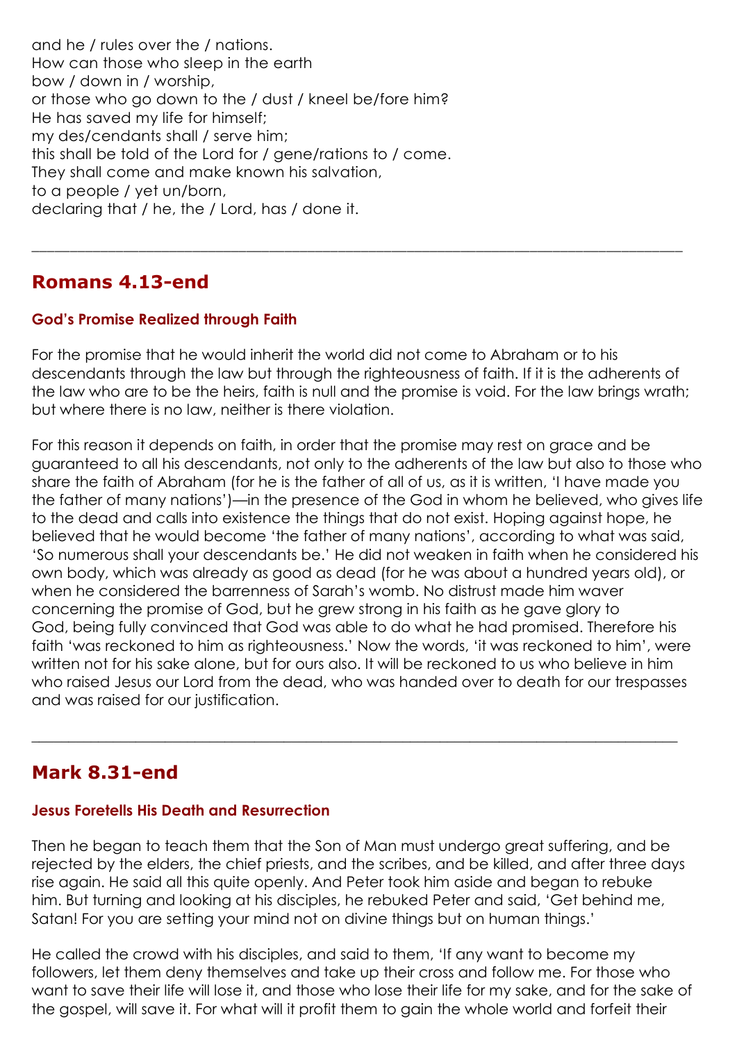and he / rules over the / nations.
How can those who sleep in the earth
bow / down in / worship,
or those who go down to the / dust / kneel be/fore him?
He has saved my life for himself;
my des/cendants shall / serve him;
this shall be told of the Lord for / gene/rations to / come.
They shall come and make known his salvation,
to a people / yet un/born,
declaring that / he, the / Lord, has / done it.

---

## Romans 4.13-end

### God's Promise Realized through Faith

For the promise that he would inherit the world did not come to Abraham or to his descendants through the law but through the righteousness of faith. If it is the adherents of the law who are to be the heirs, faith is null and the promise is void. For the law brings wrath; but where there is no law, neither is there violation.

For this reason it depends on faith, in order that the promise may rest on grace and be guaranteed to all his descendants, not only to the adherents of the law but also to those who share the faith of Abraham (for he is the father of all of us, as it is written, 'I have made you the father of many nations')—in the presence of the God in whom he believed, who gives life to the dead and calls into existence the things that do not exist. Hoping against hope, he believed that he would become 'the father of many nations', according to what was said, 'So numerous shall your descendants be.' He did not weaken in faith when he considered his own body, which was already as good as dead (for he was about a hundred years old), or when he considered the barrenness of Sarah's womb. No distrust made him waver concerning the promise of God, but he grew strong in his faith as he gave glory to God, being fully convinced that God was able to do what he had promised. Therefore his faith 'was reckoned to him as righteousness.' Now the words, 'it was reckoned to him', were written not for his sake alone, but for ours also. It will be reckoned to us who believe in him who raised Jesus our Lord from the dead, who was handed over to death for our trespasses and was raised for our justification.

---

## Mark 8.31-end

### Jesus Foretells His Death and Resurrection

Then he began to teach them that the Son of Man must undergo great suffering, and be rejected by the elders, the chief priests, and the scribes, and be killed, and after three days rise again. He said all this quite openly. And Peter took him aside and began to rebuke him. But turning and looking at his disciples, he rebuked Peter and said, 'Get behind me, Satan! For you are setting your mind not on divine things but on human things.'

He called the crowd with his disciples, and said to them, 'If any want to become my followers, let them deny themselves and take up their cross and follow me. For those who want to save their life will lose it, and those who lose their life for my sake, and for the sake of the gospel, will save it. For what will it profit them to gain the whole world and forfeit their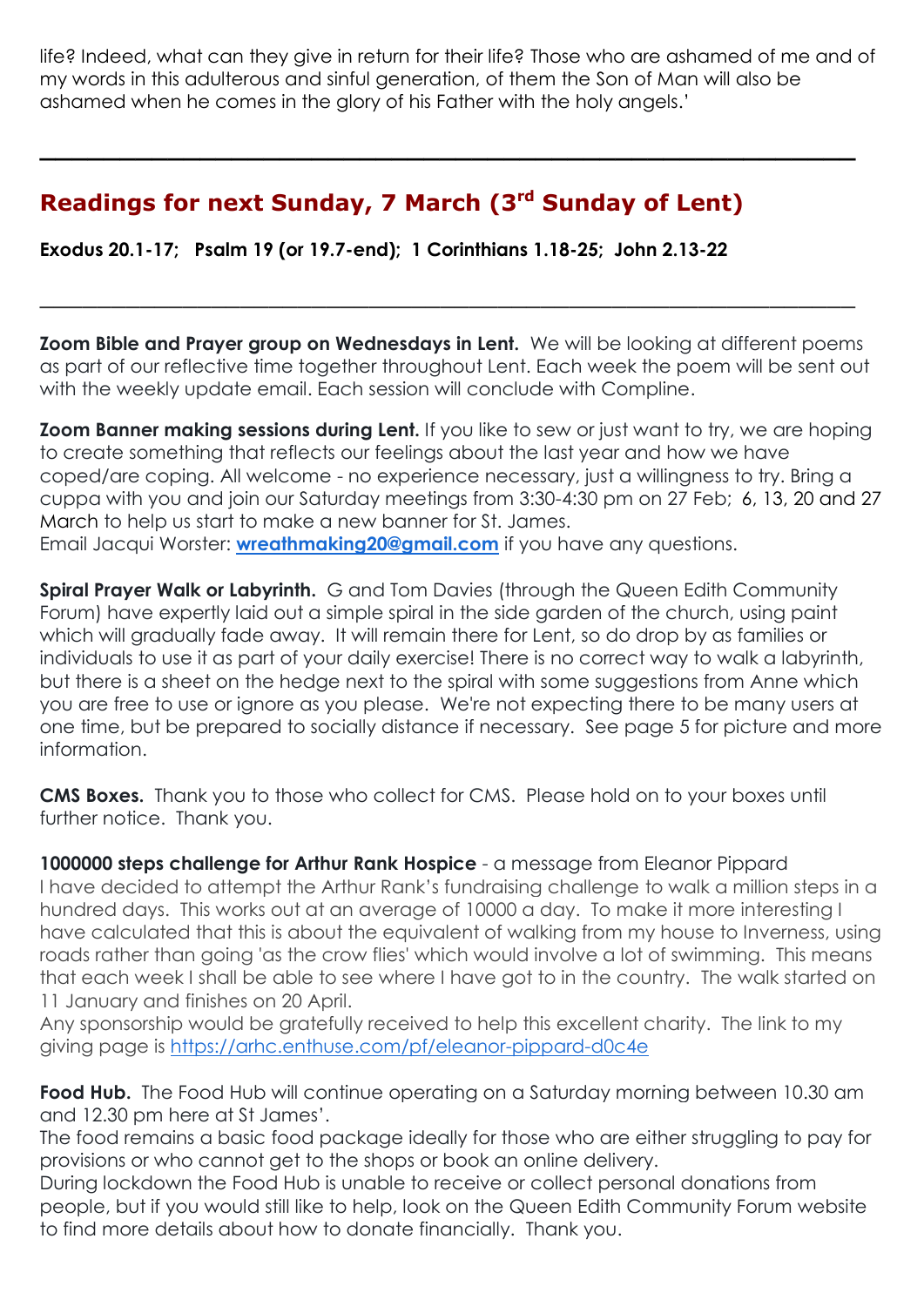life? Indeed, what can they give in return for their life? Those who are ashamed of me and of my words in this adulterous and sinful generation, of them the Son of Man will also be ashamed when he comes in the glory of his Father with the holy angels.'

---

## Readings for next Sunday, 7 March (3rd Sunday of Lent)

**Exodus 20.1-17; Psalm 19 (or 19.7-end); 1 Corinthians 1.18-25; John 2.13-22**

---

**Zoom Bible and Prayer group on Wednesdays in Lent.** We will be looking at different poems as part of our reflective time together throughout Lent. Each week the poem will be sent out with the weekly update email. Each session will conclude with Compline.

**Zoom Banner making sessions during Lent.** If you like to sew or just want to try, we are hoping to create something that reflects our feelings about the last year and how we have coped/are coping. All welcome - no experience necessary, just a willingness to try. Bring a cuppa with you and join our Saturday meetings from 3:30-4:30 pm on 27 Feb; 6, 13, 20 and 27 March to help us start to make a new banner for St. James.
Email Jacqui Worster: **wreathmaking20@gmail.com** if you have any questions.

**Spiral Prayer Walk or Labyrinth.** G and Tom Davies (through the Queen Edith Community Forum) have expertly laid out a simple spiral in the side garden of the church, using paint which will gradually fade away. It will remain there for Lent, so do drop by as families or individuals to use it as part of your daily exercise! There is no correct way to walk a labyrinth, but there is a sheet on the hedge next to the spiral with some suggestions from Anne which you are free to use or ignore as you please. We're not expecting there to be many users at one time, but be prepared to socially distance if necessary. See page 5 for picture and more information.

**CMS Boxes.** Thank you to those who collect for CMS. Please hold on to your boxes until further notice. Thank you.

**1000000 steps challenge for Arthur Rank Hospice** - a message from Eleanor Pippard
I have decided to attempt the Arthur Rank's fundraising challenge to walk a million steps in a hundred days. This works out at an average of 10000 a day. To make it more interesting I have calculated that this is about the equivalent of walking from my house to Inverness, using roads rather than going 'as the crow flies' which would involve a lot of swimming. This means that each week I shall be able to see where I have got to in the country. The walk started on 11 January and finishes on 20 April.
Any sponsorship would be gratefully received to help this excellent charity. The link to my giving page is https://arhc.enthuse.com/pf/eleanor-pippard-d0c4e

**Food Hub.** The Food Hub will continue operating on a Saturday morning between 10.30 am and 12.30 pm here at St James'.
The food remains a basic food package ideally for those who are either struggling to pay for provisions or who cannot get to the shops or book an online delivery.
During lockdown the Food Hub is unable to receive or collect personal donations from people, but if you would still like to help, look on the Queen Edith Community Forum website to find more details about how to donate financially. Thank you.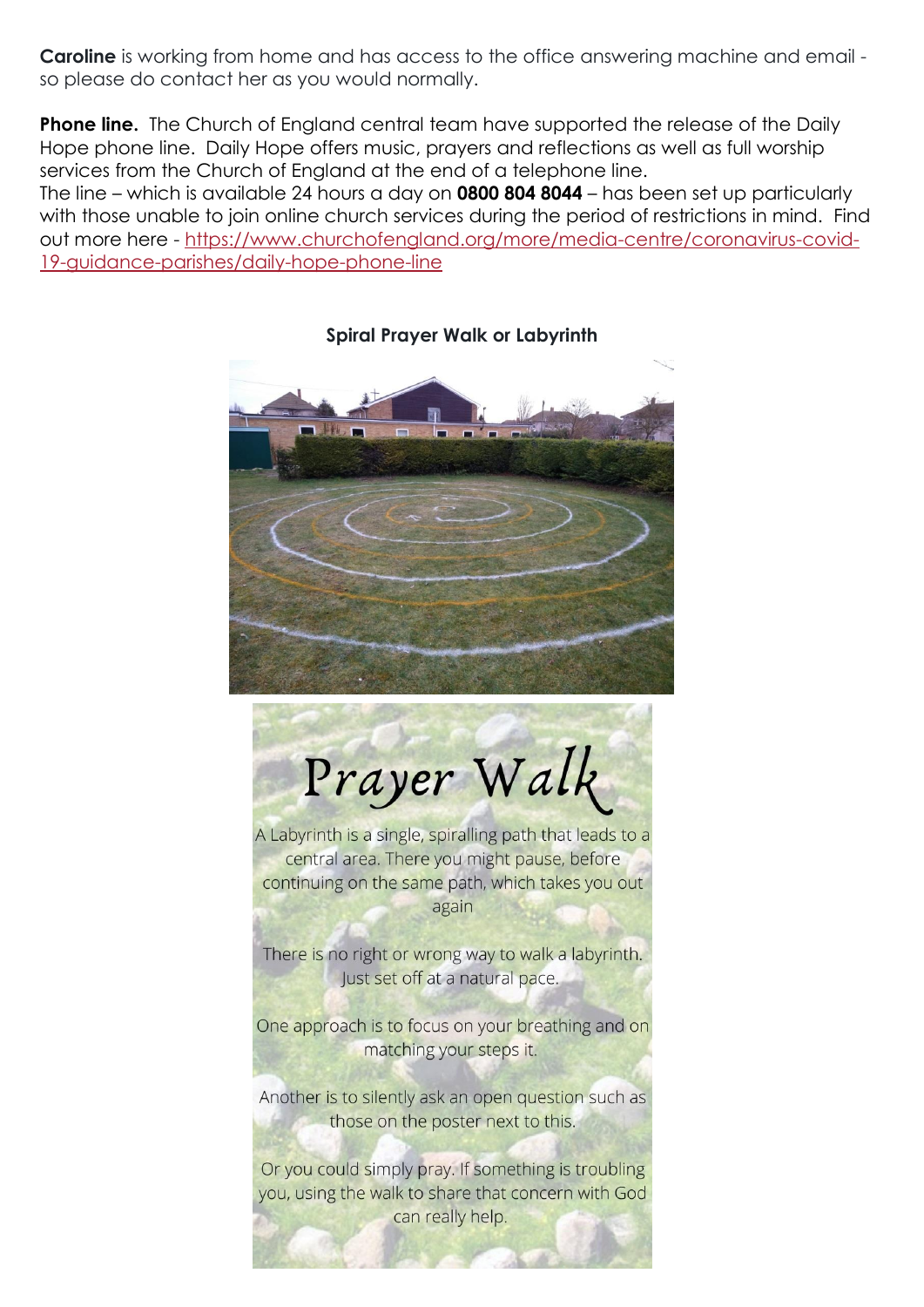**Caroline** is working from home and has access to the office answering machine and email - so please do contact her as you would normally.

**Phone line.** The Church of England central team have supported the release of the Daily Hope phone line. Daily Hope offers music, prayers and reflections as well as full worship services from the Church of England at the end of a telephone line.
The line – which is available 24 hours a day on **0800 804 8044** – has been set up particularly with those unable to join online church services during the period of restrictions in mind. Find out more here - https://www.churchofengland.org/more/media-centre/coronavirus-covid-19-guidance-parishes/daily-hope-phone-line

**Spiral Prayer Walk or Labyrinth**

# Prayer Walk

A Labyrinth is a single, spiralling path that leads to a central area. There you might pause, before continuing on the same path, which takes you out again

There is no right or wrong way to walk a labyrinth. Just set off at a natural pace.

One approach is to focus on your breathing and on matching your steps it.

Another is to silently ask an open question such as those on the poster next to this.

Or you could simply pray. If something is troubling you, using the walk to share that concern with God can really help.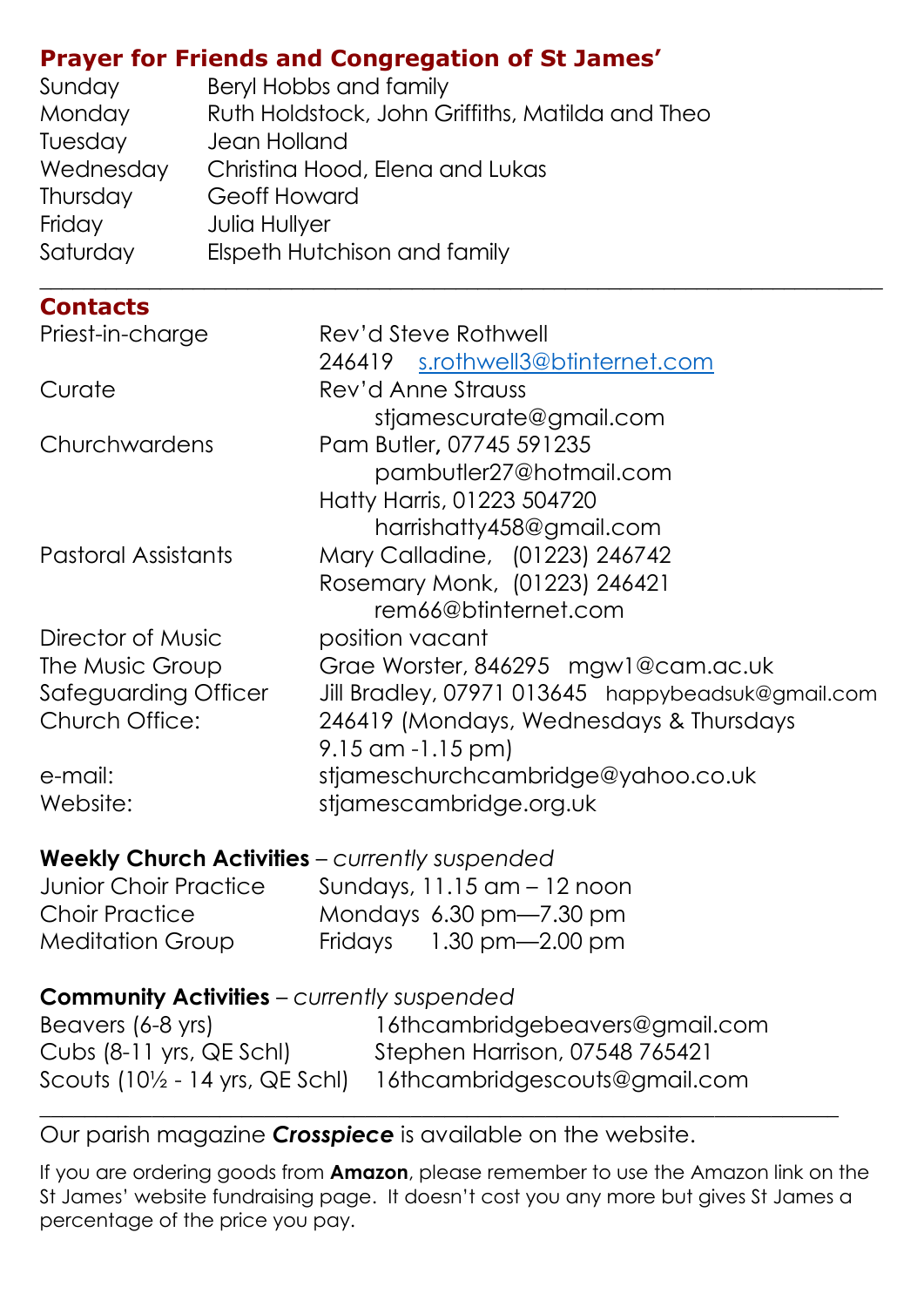## Prayer for Friends and Congregation of St James'

| | |
|---|---|
| Sunday | Beryl Hobbs and family |
| Monday | Ruth Holdstock, John Griffiths, Matilda and Theo |
| Tuesday | Jean Holland |
| Wednesday | Christina Hood, Elena and Lukas |
| Thursday | Geoff Howard |
| Friday | Julia Hullyer |
| Saturday | Elspeth Hutchison and family |

---

## Contacts

| | |
|---|---|
| Priest-in-charge | Rev'd Steve Rothwell<br>246419 s.rothwell3@btinternet.com |
| Curate | Rev'd Anne Strauss<br>stjamescurate@gmail.com |
| Churchwardens | Pam Butler, 07745 591235<br>pambutler27@hotmail.com<br>Hatty Harris, 01223 504720<br>harrishatty458@gmail.com |
| Pastoral Assistants | Mary Calladine, (01223) 246742<br>Rosemary Monk, (01223) 246421<br>rem66@btinternet.com |
| Director of Music | position vacant |
| The Music Group | Grae Worster, 846295 mgw1@cam.ac.uk |
| Safeguarding Officer | Jill Bradley, 07971 013645 happybeadsuk@gmail.com |
| Church Office: | 246419 (Mondays, Wednesdays & Thursdays 9.15 am -1.15 pm) |
| e-mail: | stjameschurchcambridge@yahoo.co.uk |
| Website: | stjamescambridge.org.uk |

**Weekly Church Activities** – *currently suspended*

| | |
|---|---|
| Junior Choir Practice | Sundays, 11.15 am – 12 noon |
| Choir Practice | Mondays 6.30 pm—7.30 pm |
| Meditation Group | Fridays 1.30 pm—2.00 pm |

**Community Activities** – *currently suspended*

| | |
|---|---|
| Beavers (6-8 yrs) | 16thcambridgebeavers@gmail.com |
| Cubs (8-11 yrs, QE Schl) | Stephen Harrison, 07548 765421 |
| Scouts (10½ - 14 yrs, QE Schl) | 16thcambridgescouts@gmail.com |

---

Our parish magazine ***Crosspiece*** is available on the website.

If you are ordering goods from **Amazon**, please remember to use the Amazon link on the St James' website fundraising page. It doesn't cost you any more but gives St James a percentage of the price you pay.